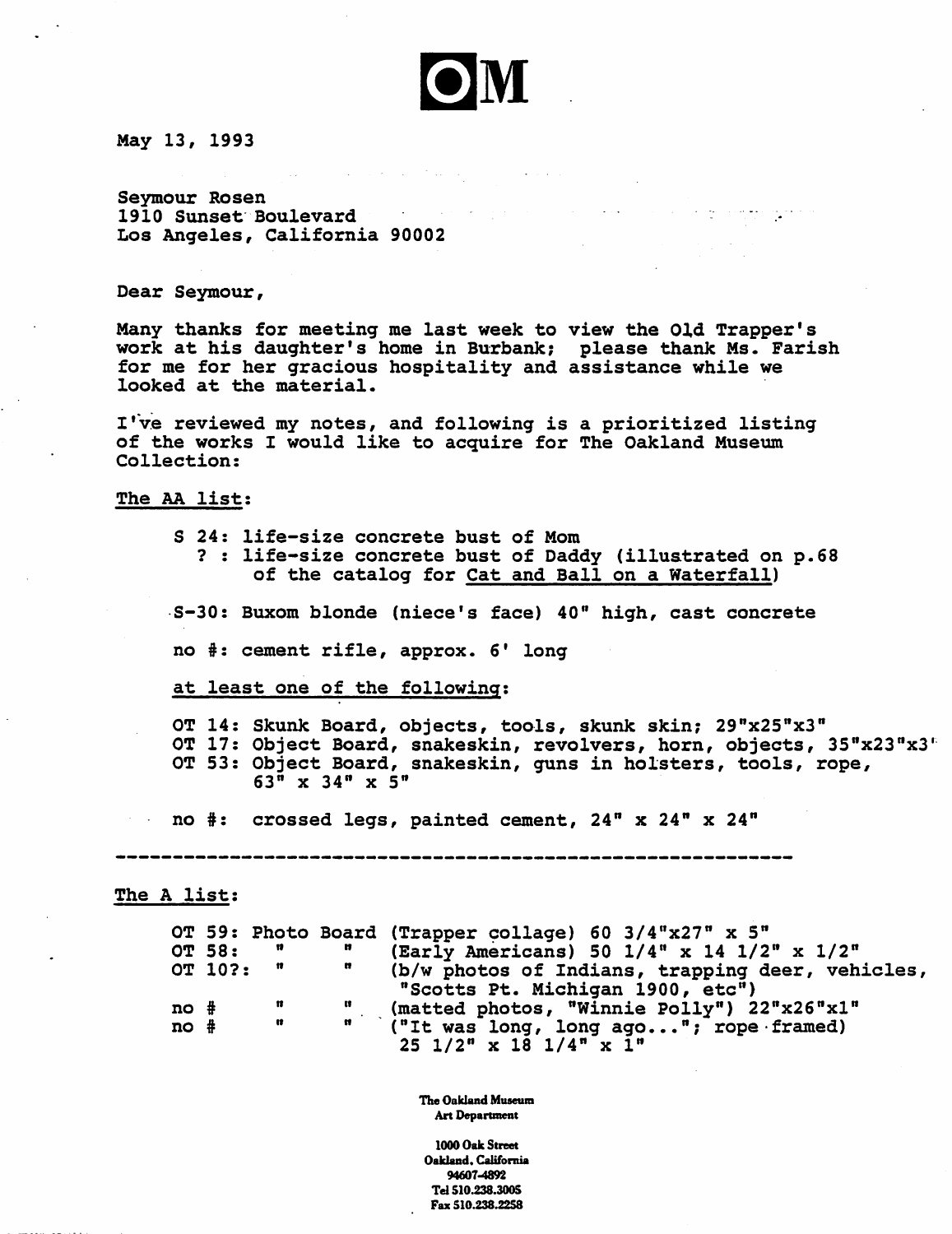OM

May 13, 1993

Seymour Rosen
1910 Sunset Boulevard
Los Angeles, California 90002

Dear Seymour,

Many thanks for meeting me last week to view the Old Trapper's work at his daughter's home in Burbank; please thank Ms. Farish for me for her gracious hospitality and assistance while we looked at the material.

I've reviewed my notes, and following is a prioritized listing of the works I would like to acquire for The Oakland Museum Collection:

<u>The AA list</u>:

- S 24: life-size concrete bust of Mom
- ? : life-size concrete bust of Daddy (illustrated on p.68 of the catalog for <u>Cat and Ball on a Waterfall</u>)
- S-30: Buxom blonde (niece's face) 40" high, cast concrete
- no #: cement rifle, approx. 6' long

<u>at least one of the following</u>:

- OT 14: Skunk Board, objects, tools, skunk skin; 29"x25"x3"
- OT 17: Object Board, snakeskin, revolvers, horn, objects, 35"x23"x3"
- OT 53: Object Board, snakeskin, guns in holsters, tools, rope, 63" x 34" x 5"

- no #: crossed legs, painted cement, 24" x 24" x 24"

---

<u>The A list</u>:

- OT 59: Photo Board (Trapper collage) 60 3/4"x27" x 5"
- OT 58: " " (Early Americans) 50 1/4" x 14 1/2" x 1/2"
- OT 10?: " " (b/w photos of Indians, trapping deer, vehicles, "Scotts Pt. Michigan 1900, etc")
- no # " " (matted photos, "Winnie Polly") 22"x26"x1"
- no # " " ("It was long, long ago..."; rope framed) 25 1/2" x 18 1/4" x 1"

The Oakland Museum
Art Department

1000 Oak Street
Oakland, California
94607-4892
Tel 510.238.3005
Fax 510.238.2258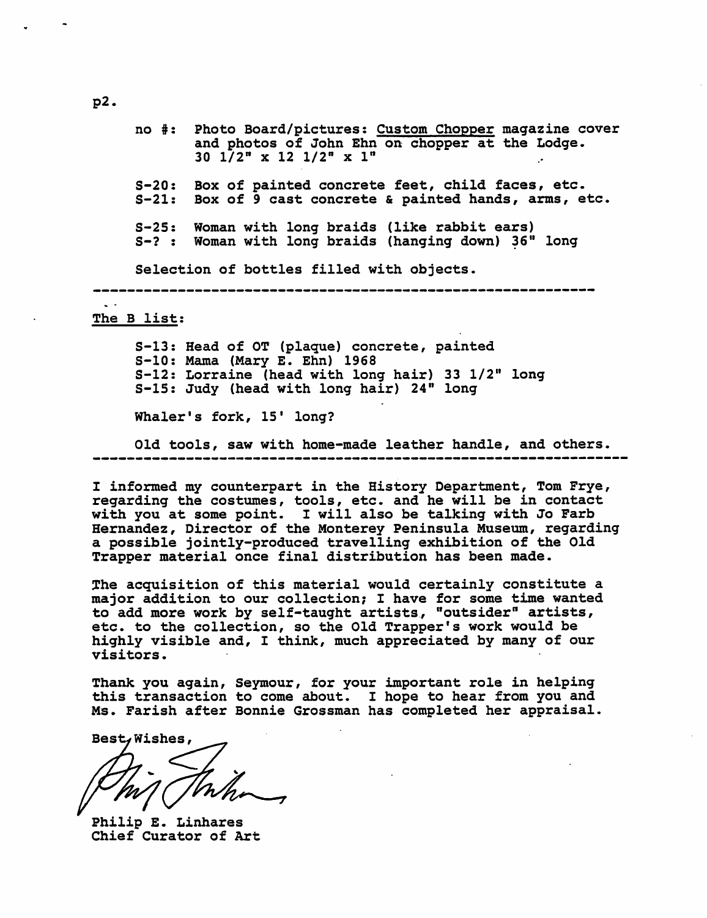p2.

no #: Photo Board/pictures: <u>Custom Chopper</u> magazine cover and photos of John Ehn on chopper at the Lodge. 30 1/2" x 12 1/2" x 1"

S-20: Box of painted concrete feet, child faces, etc.
S-21: Box of 9 cast concrete & painted hands, arms, etc.

S-25: Woman with long braids (like rabbit ears)
S-? : Woman with long braids (hanging down) 36" long

Selection of bottles filled with objects.

---

<u>The B list</u>:

S-13: Head of OT (plaque) concrete, painted
S-10: Mama (Mary E. Ehn) 1968
S-12: Lorraine (head with long hair) 33 1/2" long
S-15: Judy (head with long hair) 24" long

Whaler's fork, 15' long?

Old tools, saw with home-made leather handle, and others.

---

I informed my counterpart in the History Department, Tom Frye, regarding the costumes, tools, etc. and he will be in contact with you at some point. I will also be talking with Jo Farb Hernandez, Director of the Monterey Peninsula Museum, regarding a possible jointly-produced travelling exhibition of the Old Trapper material once final distribution has been made.

The acquisition of this material would certainly constitute a major addition to our collection; I have for some time wanted to add more work by self-taught artists, "outsider" artists, etc. to the collection, so the Old Trapper's work would be highly visible and, I think, much appreciated by many of our visitors.

Thank you again, Seymour, for your important role in helping this transaction to come about. I hope to hear from you and Ms. Farish after Bonnie Grossman has completed her appraisal.

Best Wishes,

Philip E. Linhares
Chief Curator of Art